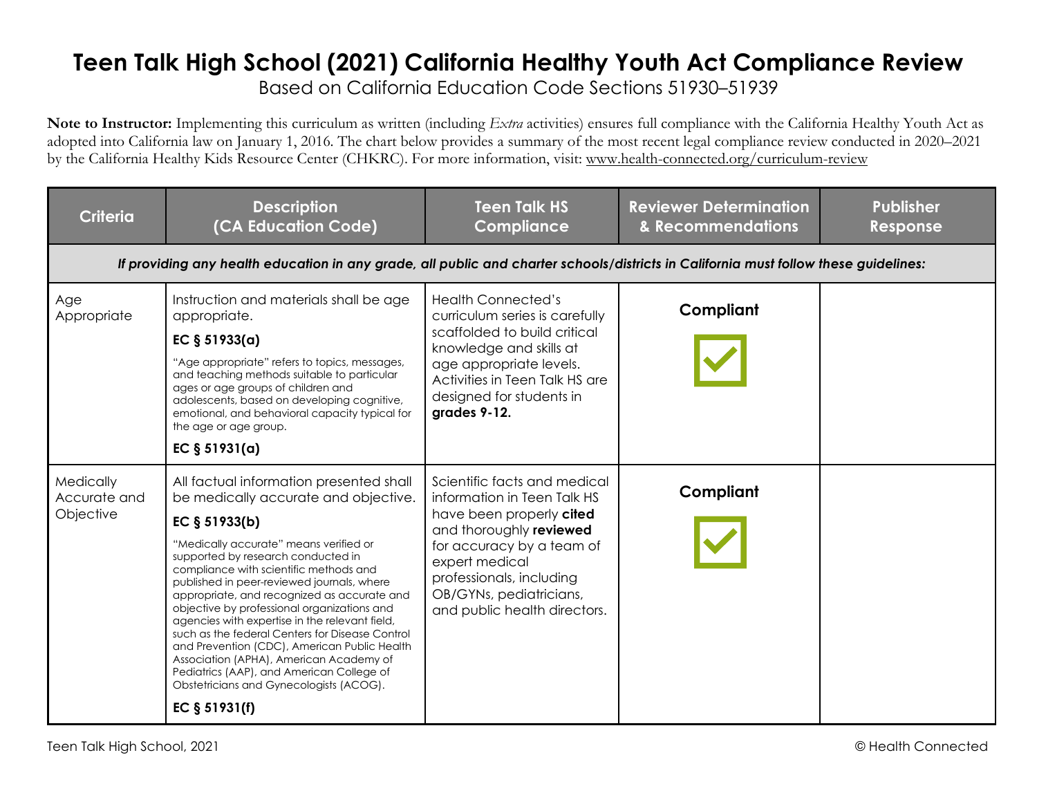# Teen Talk High School (2021) California Healthy Youth Act Compliance Review

Based on California Education Code Sections 51930–51939

**Note to Instructor:** Implementing this curriculum as written (including *Extra* activities) ensures full compliance with the California Healthy Youth Act as adopted into California law on January 1, 2016. The chart below provides a summary of the most recent legal compliance review conducted in 2020–2021 by the California Healthy Kids Resource Center (CHKRC). For more information, visit: www.health-connected.org/curriculum-review

| Criteria | Description (CA Education Code) | Teen Talk HS Compliance | Reviewer Determination & Recommendations | Publisher Response |
|---|---|---|---|---|
| ***If providing any health education in any grade, all public and charter schools/districts in California must follow these guidelines:*** | | | | |
| Age Appropriate | Instruction and materials shall be age appropriate. **EC § 51933(a)** "Age appropriate" refers to topics, messages, and teaching methods suitable to particular ages or age groups of children and adolescents, based on developing cognitive, emotional, and behavioral capacity typical for the age or age group. **EC § 51931(a)** | Health Connected's curriculum series is carefully scaffolded to build critical knowledge and skills at age appropriate levels. Activities in Teen Talk HS are designed for students in **grades 9-12.** | **Compliant** ✓ | |
| Medically Accurate and Objective | All factual information presented shall be medically accurate and objective. **EC § 51933(b)** "Medically accurate" means verified or supported by research conducted in compliance with scientific methods and published in peer-reviewed journals, where appropriate, and recognized as accurate and objective by professional organizations and agencies with expertise in the relevant field, such as the federal Centers for Disease Control and Prevention (CDC), American Public Health Association (APHA), American Academy of Pediatrics (AAP), and American College of Obstetricians and Gynecologists (ACOG). **EC § 51931(f)** | Scientific facts and medical information in Teen Talk HS have been properly **cited** and thoroughly **reviewed** for accuracy by a team of expert medical professionals, including OB/GYNs, pediatricians, and public health directors. | **Compliant** ✓ | |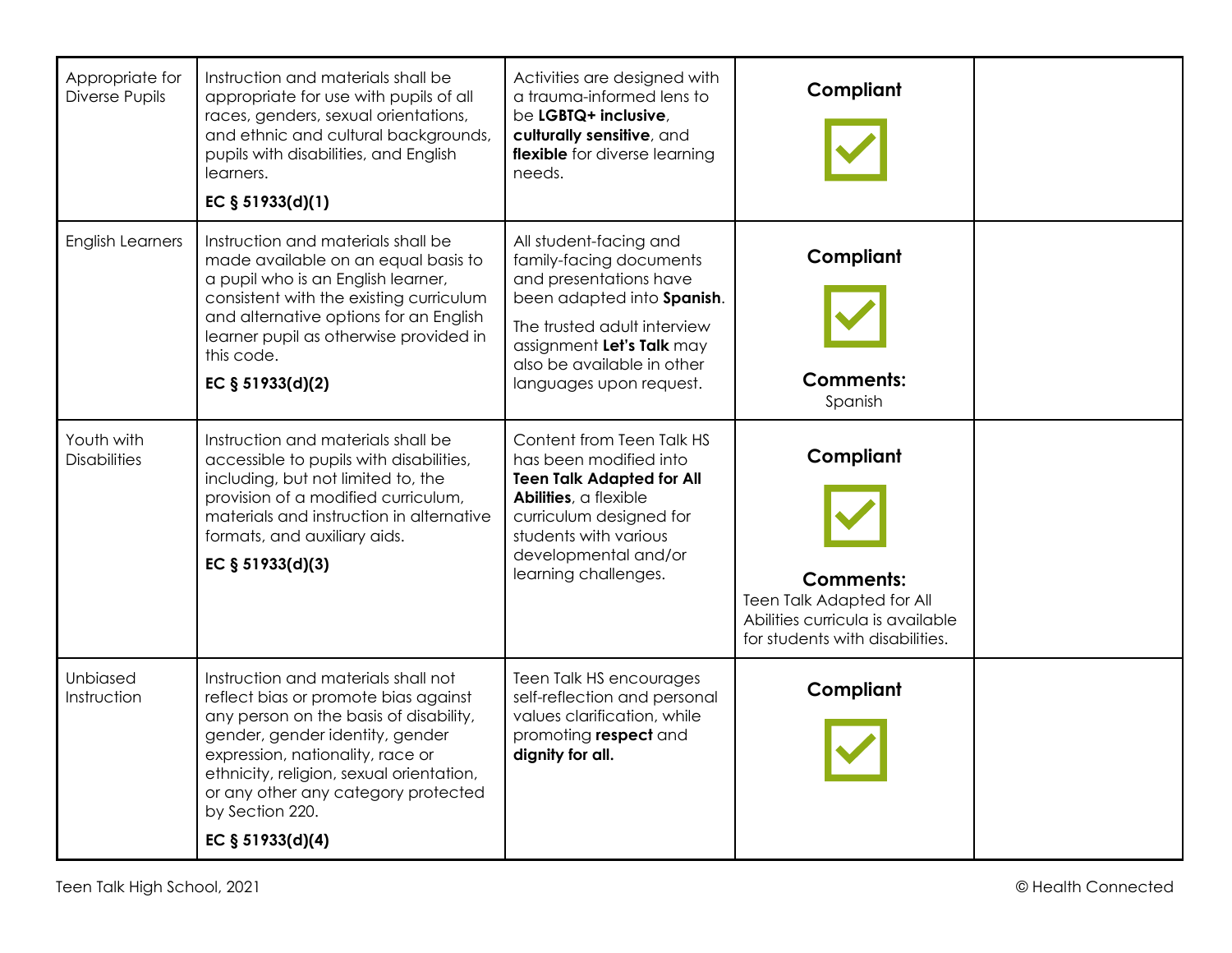| Appropriate for Diverse Pupils | Instruction and materials shall be appropriate for use with pupils of all races, genders, sexual orientations, and ethnic and cultural backgrounds, pupils with disabilities, and English learners.<br><br>**EC § 51933(d)(1)** | Activities are designed with a trauma-informed lens to be **LGBTQ+ inclusive**, **culturally sensitive**, and **flexible** for diverse learning needs. | **Compliant** ☑ | |
|---|---|---|---|---|
| English Learners | Instruction and materials shall be made available on an equal basis to a pupil who is an English learner, consistent with the existing curriculum and alternative options for an English learner pupil as otherwise provided in this code.<br><br>**EC § 51933(d)(2)** | All student-facing and family-facing documents and presentations have been adapted into **Spanish**.<br><br>The trusted adult interview assignment **Let's Talk** may also be available in other languages upon request. | **Compliant** ☑<br><br>**Comments:**<br>Spanish | |
| Youth with Disabilities | Instruction and materials shall be accessible to pupils with disabilities, including, but not limited to, the provision of a modified curriculum, materials and instruction in alternative formats, and auxiliary aids.<br><br>**EC § 51933(d)(3)** | Content from Teen Talk HS has been modified into **Teen Talk Adapted for All Abilities**, a flexible curriculum designed for students with various developmental and/or learning challenges. | **Compliant** ☑<br><br>**Comments:**<br>Teen Talk Adapted for All Abilities curricula is available for students with disabilities. | |
| Unbiased Instruction | Instruction and materials shall not reflect bias or promote bias against any person on the basis of disability, gender, gender identity, gender expression, nationality, race or ethnicity, religion, sexual orientation, or any other any category protected by Section 220.<br><br>**EC § 51933(d)(4)** | Teen Talk HS encourages self-reflection and personal values clarification, while promoting **respect** and **dignity for all.** | **Compliant** ☑ | |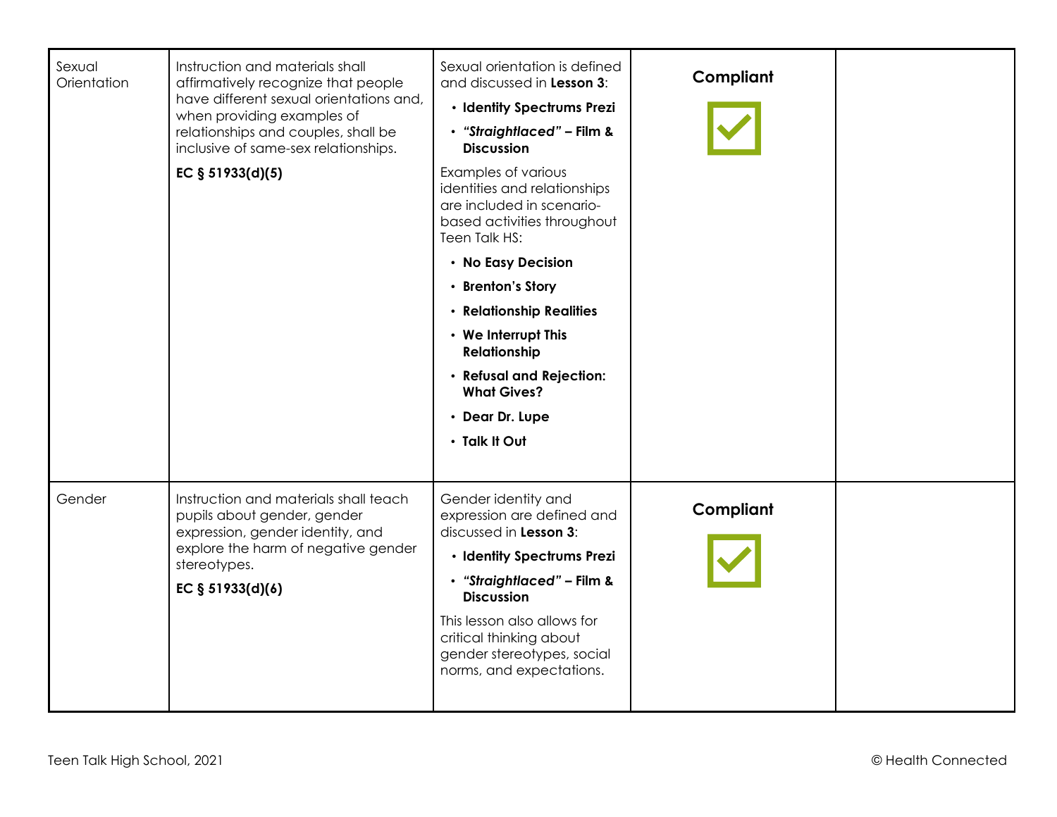| | | | | |
|---|---|---|---|---|
| Sexual Orientation | Instruction and materials shall affirmatively recognize that people have different sexual orientations and, when providing examples of relationships and couples, shall be inclusive of same-sex relationships.<br><br>**EC § 51933(d)(5)** | Sexual orientation is defined and discussed in **Lesson 3**:<br>• **Identity Spectrums Prezi**<br>• ***"Straightlaced"* – Film & Discussion**<br><br>Examples of various identities and relationships are included in scenario-based activities throughout Teen Talk HS:<br>• **No Easy Decision**<br>• **Brenton's Story**<br>• **Relationship Realities**<br>• **We Interrupt This Relationship**<br>• **Refusal and Rejection: What Gives?**<br>• **Dear Dr. Lupe**<br>• **Talk It Out** | **Compliant** ☑ | |
| Gender | Instruction and materials shall teach pupils about gender, gender expression, gender identity, and explore the harm of negative gender stereotypes.<br><br>**EC § 51933(d)(6)** | Gender identity and expression are defined and discussed in **Lesson 3**:<br>• **Identity Spectrums Prezi**<br>• ***"Straightlaced"* – Film & Discussion**<br><br>This lesson also allows for critical thinking about gender stereotypes, social norms, and expectations. | **Compliant** ☑ | |

Teen Talk High School, 2021

© Health Connected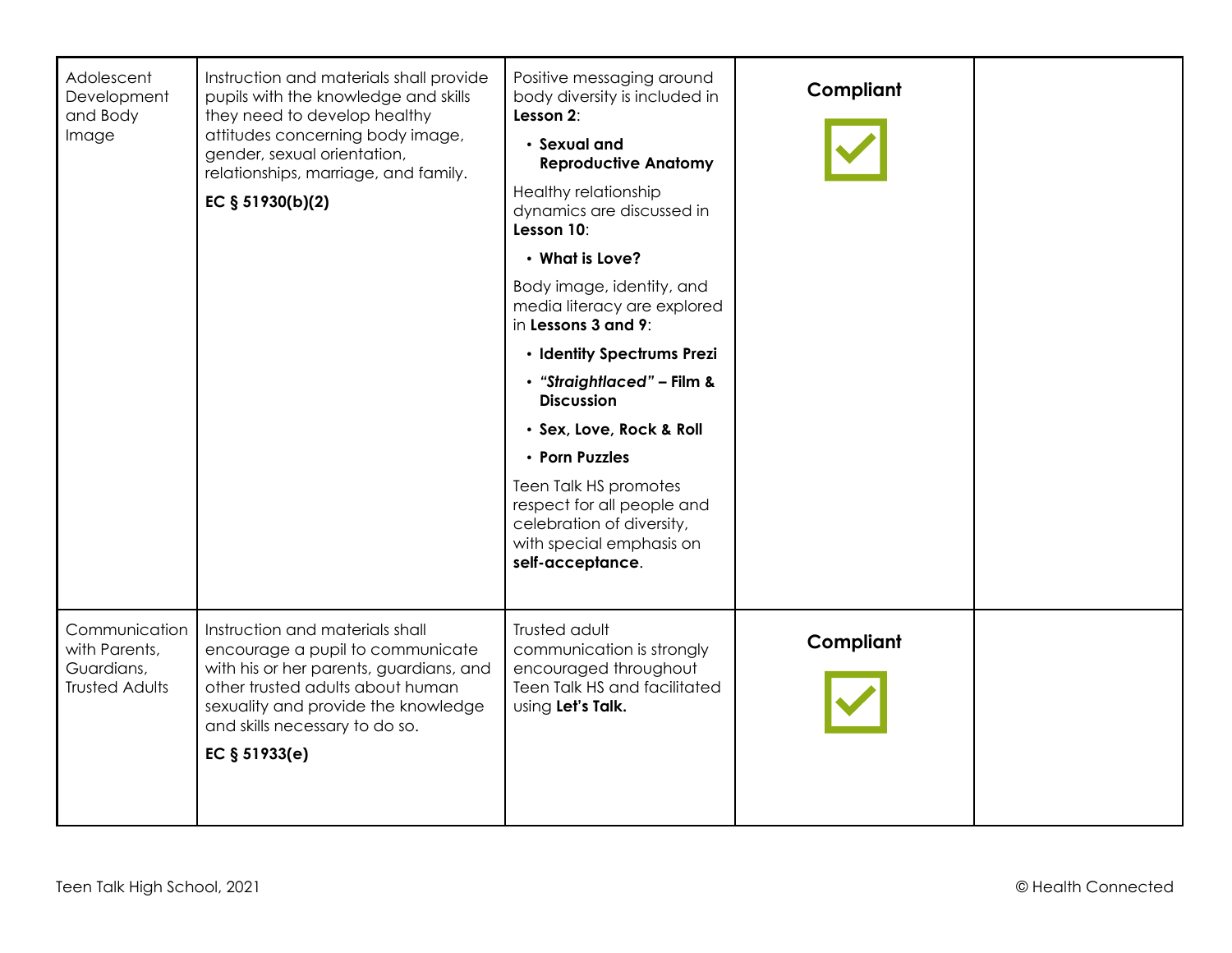| Adolescent Development and Body Image | Instruction and materials shall provide pupils with the knowledge and skills they need to develop healthy attitudes concerning body image, gender, sexual orientation, relationships, marriage, and family.<br><br>**EC § 51930(b)(2)** | Positive messaging around body diversity is included in **Lesson 2**:<br>• **Sexual and Reproductive Anatomy**<br><br>Healthy relationship dynamics are discussed in **Lesson 10**:<br>• **What is Love?**<br><br>Body image, identity, and media literacy are explored in **Lessons 3 and 9**:<br>• **Identity Spectrums Prezi**<br>• ***"Straightlaced"* – Film & Discussion**<br>• **Sex, Love, Rock & Roll**<br>• **Porn Puzzles**<br><br>Teen Talk HS promotes respect for all people and celebration of diversity, with special emphasis on **self-acceptance**. | **Compliant** ✓ | |
|---|---|---|---|---|
| Communication with Parents, Guardians, Trusted Adults | Instruction and materials shall encourage a pupil to communicate with his or her parents, guardians, and other trusted adults about human sexuality and provide the knowledge and skills necessary to do so.<br><br>**EC § 51933(e)** | Trusted adult communication is strongly encouraged throughout Teen Talk HS and facilitated using **Let's Talk.** | **Compliant** ✓ | |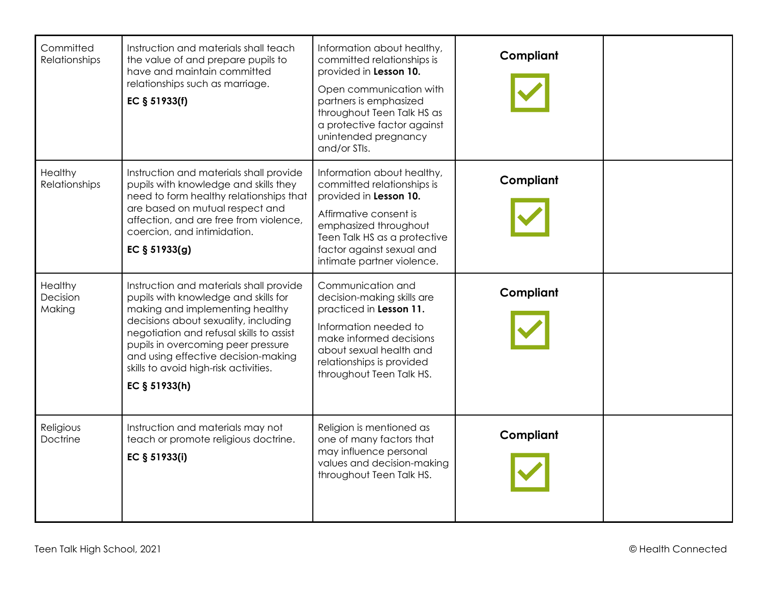| | | | | |
|---|---|---|---|---|
| Committed Relationships | Instruction and materials shall teach the value of and prepare pupils to have and maintain committed relationships such as marriage.<br><br>**EC § 51933(f)** | Information about healthy, committed relationships is provided in **Lesson 10.**<br><br>Open communication with partners is emphasized throughout Teen Talk HS as a protective factor against unintended pregnancy and/or STIs. | **Compliant** ☑ | |
| Healthy Relationships | Instruction and materials shall provide pupils with knowledge and skills they need to form healthy relationships that are based on mutual respect and affection, and are free from violence, coercion, and intimidation.<br><br>**EC § 51933(g)** | Information about healthy, committed relationships is provided in **Lesson 10.**<br><br>Affirmative consent is emphasized throughout Teen Talk HS as a protective factor against sexual and intimate partner violence. | **Compliant** ☑ | |
| Healthy Decision Making | Instruction and materials shall provide pupils with knowledge and skills for making and implementing healthy decisions about sexuality, including negotiation and refusal skills to assist pupils in overcoming peer pressure and using effective decision-making skills to avoid high-risk activities.<br><br>**EC § 51933(h)** | Communication and decision-making skills are practiced in **Lesson 11.**<br><br>Information needed to make informed decisions about sexual health and relationships is provided throughout Teen Talk HS. | **Compliant** ☑ | |
| Religious Doctrine | Instruction and materials may not teach or promote religious doctrine.<br><br>**EC § 51933(i)** | Religion is mentioned as one of many factors that may influence personal values and decision-making throughout Teen Talk HS. | **Compliant** ☑ | |

Teen Talk High School, 2021 © Health Connected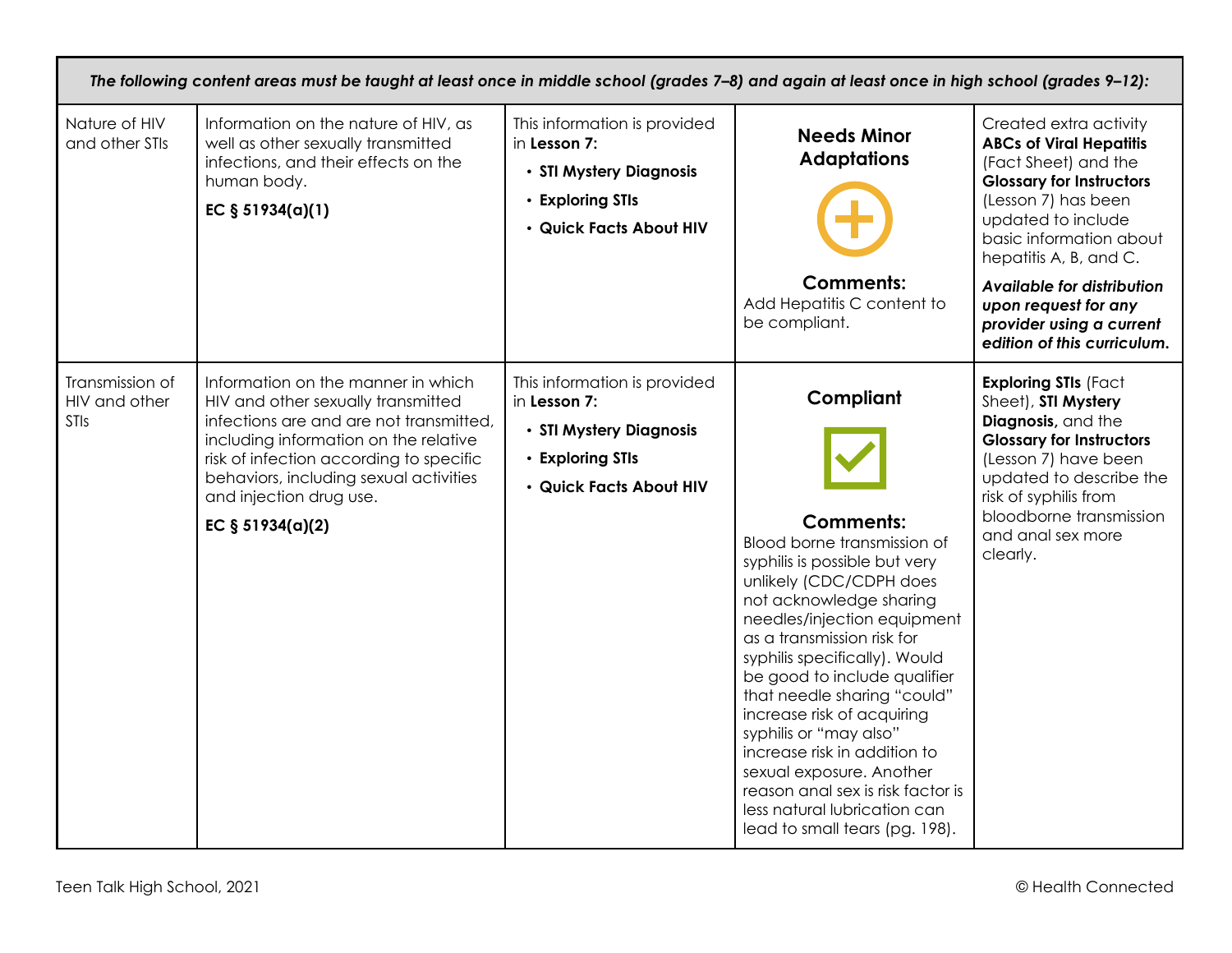| *The following content areas must be taught at least once in middle school (grades 7–8) and again at least once in high school (grades 9–12):* | | | | |
|---|---|---|---|---|
| Nature of HIV and other STIs | Information on the nature of HIV, as well as other sexually transmitted infections, and their effects on the human body.<br>**EC § 51934(a)(1)** | This information is provided in **Lesson 7:**<br>• **STI Mystery Diagnosis**<br>• **Exploring STIs**<br>• **Quick Facts About HIV** | **Needs Minor Adaptations**<br>**Comments:**<br>Add Hepatitis C content to be compliant. | Created extra activity **ABCs of Viral Hepatitis** (Fact Sheet) and the **Glossary for Instructors** (Lesson 7) has been updated to include basic information about hepatitis A, B, and C.<br>***Available for distribution upon request for any provider using a current edition of this curriculum.*** |
| Transmission of HIV and other STIs | Information on the manner in which HIV and other sexually transmitted infections are and are not transmitted, including information on the relative risk of infection according to specific behaviors, including sexual activities and injection drug use.<br>**EC § 51934(a)(2)** | This information is provided in **Lesson 7:**<br>• **STI Mystery Diagnosis**<br>• **Exploring STIs**<br>• **Quick Facts About HIV** | **Compliant**<br>**Comments:**<br>Blood borne transmission of syphilis is possible but very unlikely (CDC/CDPH does not acknowledge sharing needles/injection equipment as a transmission risk for syphilis specifically). Would be good to include qualifier that needle sharing "could" increase risk of acquiring syphilis or "may also" increase risk in addition to sexual exposure. Another reason anal sex is risk factor is less natural lubrication can lead to small tears (pg. 198). | **Exploring STIs** (Fact Sheet), **STI Mystery Diagnosis,** and the **Glossary for Instructors** (Lesson 7) have been updated to describe the risk of syphilis from bloodborne transmission and anal sex more clearly. |

Teen Talk High School, 2021 © Health Connected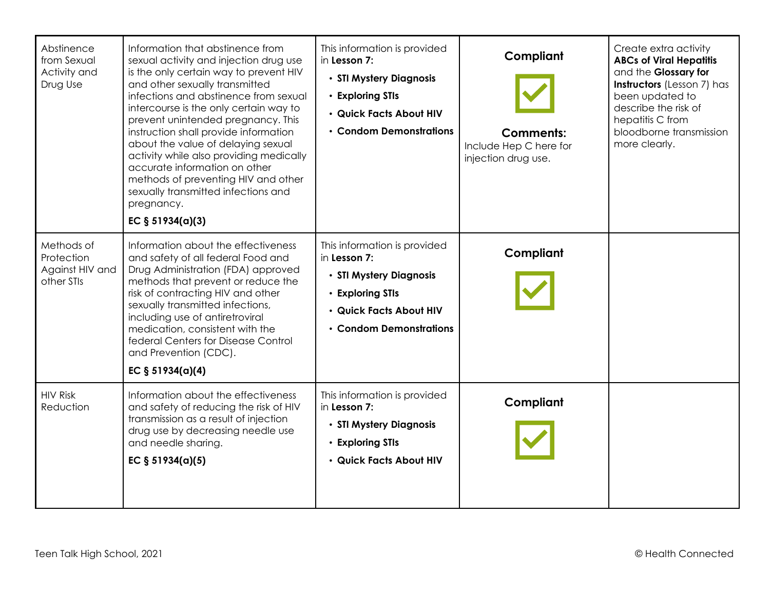| Abstinence from Sexual Activity and Drug Use | Information that abstinence from sexual activity and injection drug use is the only certain way to prevent HIV and other sexually transmitted infections and abstinence from sexual intercourse is the only certain way to prevent unintended pregnancy. This instruction shall provide information about the value of delaying sexual activity while also providing medically accurate information on other methods of preventing HIV and other sexually transmitted infections and pregnancy.<br><br>**EC § 51934(a)(3)** | This information is provided in **Lesson 7:**<br>• **STI Mystery Diagnosis**<br>• **Exploring STIs**<br>• **Quick Facts About HIV**<br>• **Condom Demonstrations** | **Compliant**<br><br>**Comments:**<br>Include Hep C here for injection drug use. | Create extra activity **ABCs of Viral Hepatitis** and the **Glossary for Instructors** (Lesson 7) has been updated to describe the risk of hepatitis C from bloodborne transmission more clearly. |
|---|---|---|---|---|
| Methods of Protection Against HIV and other STIs | Information about the effectiveness and safety of all federal Food and Drug Administration (FDA) approved methods that prevent or reduce the risk of contracting HIV and other sexually transmitted infections, including use of antiretroviral medication, consistent with the federal Centers for Disease Control and Prevention (CDC).<br><br>**EC § 51934(a)(4)** | This information is provided in **Lesson 7:**<br>• **STI Mystery Diagnosis**<br>• **Exploring STIs**<br>• **Quick Facts About HIV**<br>• **Condom Demonstrations** | **Compliant** | |
| HIV Risk Reduction | Information about the effectiveness and safety of reducing the risk of HIV transmission as a result of injection drug use by decreasing needle use and needle sharing.<br><br>**EC § 51934(a)(5)** | This information is provided in **Lesson 7:**<br>• **STI Mystery Diagnosis**<br>• **Exploring STIs**<br>• **Quick Facts About HIV** | **Compliant** | |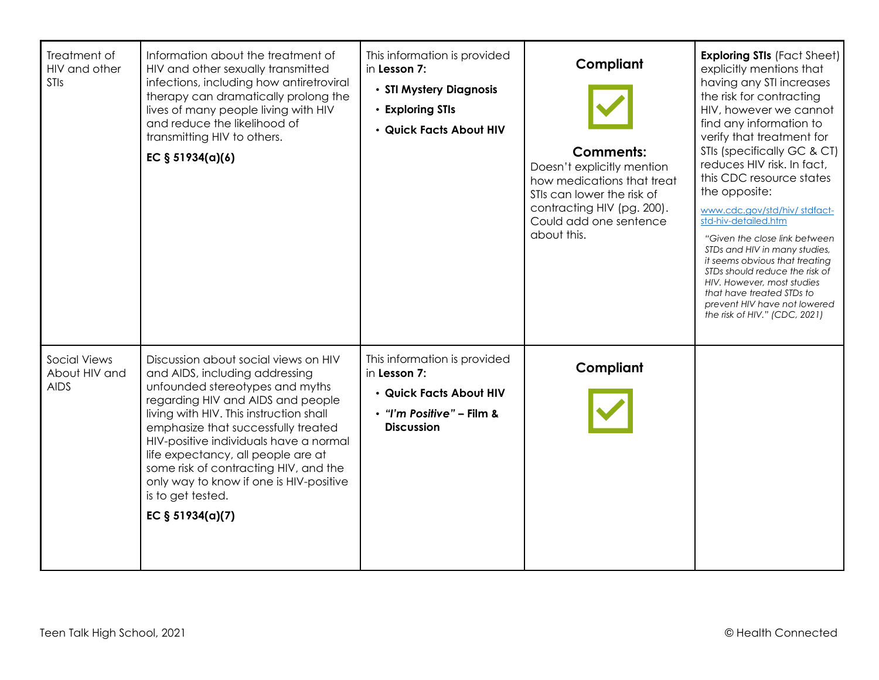| | | | | |
|---|---|---|---|---|
| Treatment of HIV and other STIs | Information about the treatment of HIV and other sexually transmitted infections, including how antiretroviral therapy can dramatically prolong the lives of many people living with HIV and reduce the likelihood of transmitting HIV to others.<br><br>**EC § 51934(a)(6)** | This information is provided in **Lesson 7:**<br>• **STI Mystery Diagnosis**<br>• **Exploring STIs**<br>• **Quick Facts About HIV** | **Compliant**<br><br>**Comments:**<br>Doesn't explicitly mention how medications that treat STIs can lower the risk of contracting HIV (pg. 200). Could add one sentence about this. | **Exploring STIs** (Fact Sheet) explicitly mentions that having any STI increases the risk for contracting HIV, however we cannot find any information to verify that treatment for STIs (specifically GC & CT) reduces HIV risk. In fact, this CDC resource states the opposite:<br>www.cdc.gov/std/hiv/ stdfact-std-hiv-detailed.htm<br>*"Given the close link between STDs and HIV in many studies, it seems obvious that treating STDs should reduce the risk of HIV. However, most studies that have treated STDs to prevent HIV have not lowered the risk of HIV." (CDC, 2021)* |
| Social Views About HIV and AIDS | Discussion about social views on HIV and AIDS, including addressing unfounded stereotypes and myths regarding HIV and AIDS and people living with HIV. This instruction shall emphasize that successfully treated HIV-positive individuals have a normal life expectancy, all people are at some risk of contracting HIV, and the only way to know if one is HIV-positive is to get tested.<br><br>**EC § 51934(a)(7)** | This information is provided in **Lesson 7:**<br>• **Quick Facts About HIV**<br>• ***"I'm Positive"* – Film & Discussion** | **Compliant** | |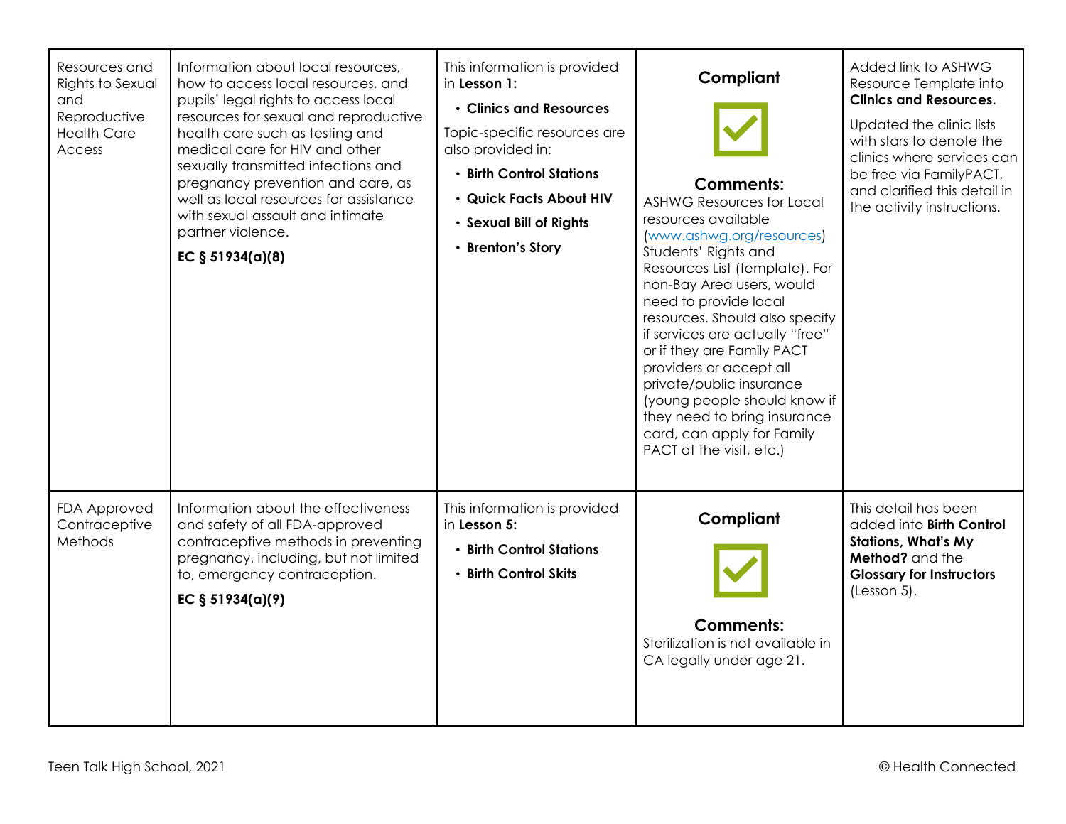| Resources and Rights to Sexual and Reproductive Health Care Access | Information about local resources, how to access local resources, and pupils' legal rights to access local resources for sexual and reproductive health care such as testing and medical care for HIV and other sexually transmitted infections and pregnancy prevention and care, as well as local resources for assistance with sexual assault and intimate partner violence.<br><br>**EC § 51934(a)(8)** | This information is provided in **Lesson 1:**<br>• **Clinics and Resources**<br>Topic-specific resources are also provided in:<br>• **Birth Control Stations**<br>• **Quick Facts About HIV**<br>• **Sexual Bill of Rights**<br>• **Brenton's Story** | **Compliant**<br><br>**Comments:**<br>ASHWG Resources for Local resources available (www.ashwg.org/resources) Students' Rights and Resources List (template). For non-Bay Area users, would need to provide local resources. Should also specify if services are actually "free" or if they are Family PACT providers or accept all private/public insurance (young people should know if they need to bring insurance card, can apply for Family PACT at the visit, etc.) | Added link to ASHWG Resource Template into **Clinics and Resources.**<br><br>Updated the clinic lists with stars to denote the clinics where services can be free via FamilyPACT, and clarified this detail in the activity instructions. |
|---|---|---|---|---|
| FDA Approved Contraceptive Methods | Information about the effectiveness and safety of all FDA-approved contraceptive methods in preventing pregnancy, including, but not limited to, emergency contraception.<br><br>**EC § 51934(a)(9)** | This information is provided in **Lesson 5:**<br>• **Birth Control Stations**<br>• **Birth Control Skits** | **Compliant**<br><br>**Comments:**<br>Sterilization is not available in CA legally under age 21. | This detail has been added into **Birth Control Stations, What's My Method?** and the **Glossary for Instructors** (Lesson 5). |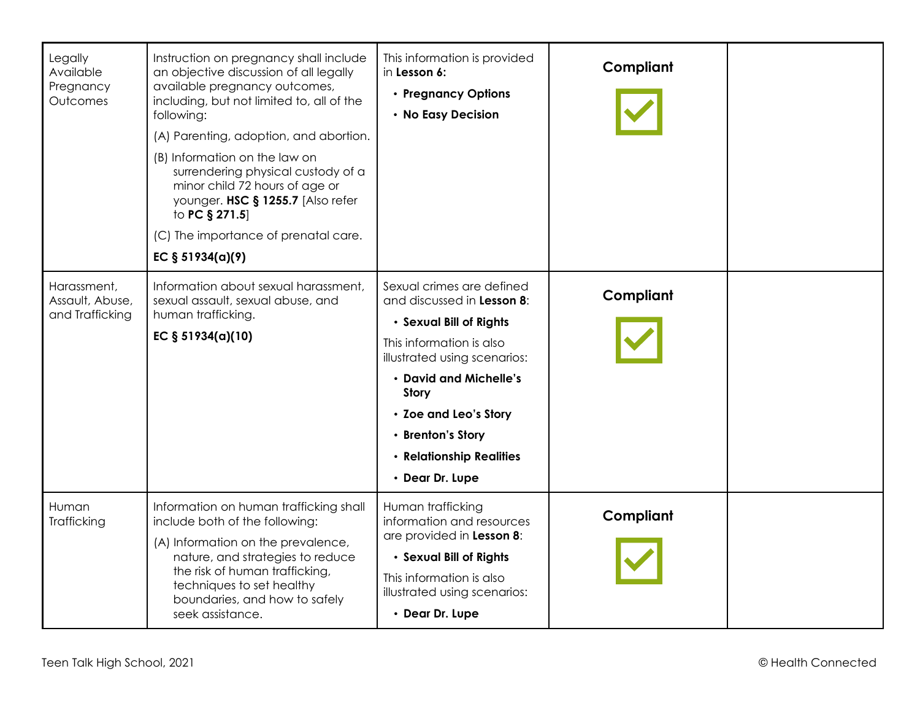| | | | | |
|---|---|---|---|---|
| Legally Available Pregnancy Outcomes | Instruction on pregnancy shall include an objective discussion of all legally available pregnancy outcomes, including, but not limited to, all of the following:<br>(A) Parenting, adoption, and abortion.<br>(B) Information on the law on surrendering physical custody of a minor child 72 hours of age or younger. **HSC § 1255.7** [Also refer to **PC § 271.5**]<br>(C) The importance of prenatal care.<br>**EC § 51934(a)(9)** | This information is provided in **Lesson 6:**<br>• **Pregnancy Options**<br>• **No Easy Decision** | **Compliant** ☑ | |
| Harassment, Assault, Abuse, and Trafficking | Information about sexual harassment, sexual assault, sexual abuse, and human trafficking.<br>**EC § 51934(a)(10)** | Sexual crimes are defined and discussed in **Lesson 8**:<br>• **Sexual Bill of Rights**<br>This information is also illustrated using scenarios:<br>• **David and Michelle's Story**<br>• **Zoe and Leo's Story**<br>• **Brenton's Story**<br>• **Relationship Realities**<br>• **Dear Dr. Lupe** | **Compliant** ☑ | |
| Human Trafficking | Information on human trafficking shall include both of the following:<br>(A) Information on the prevalence, nature, and strategies to reduce the risk of human trafficking, techniques to set healthy boundaries, and how to safely seek assistance. | Human trafficking information and resources are provided in **Lesson 8**:<br>• **Sexual Bill of Rights**<br>This information is also illustrated using scenarios:<br>• **Dear Dr. Lupe** | **Compliant** ☑ | |

Teen Talk High School, 2021 © Health Connected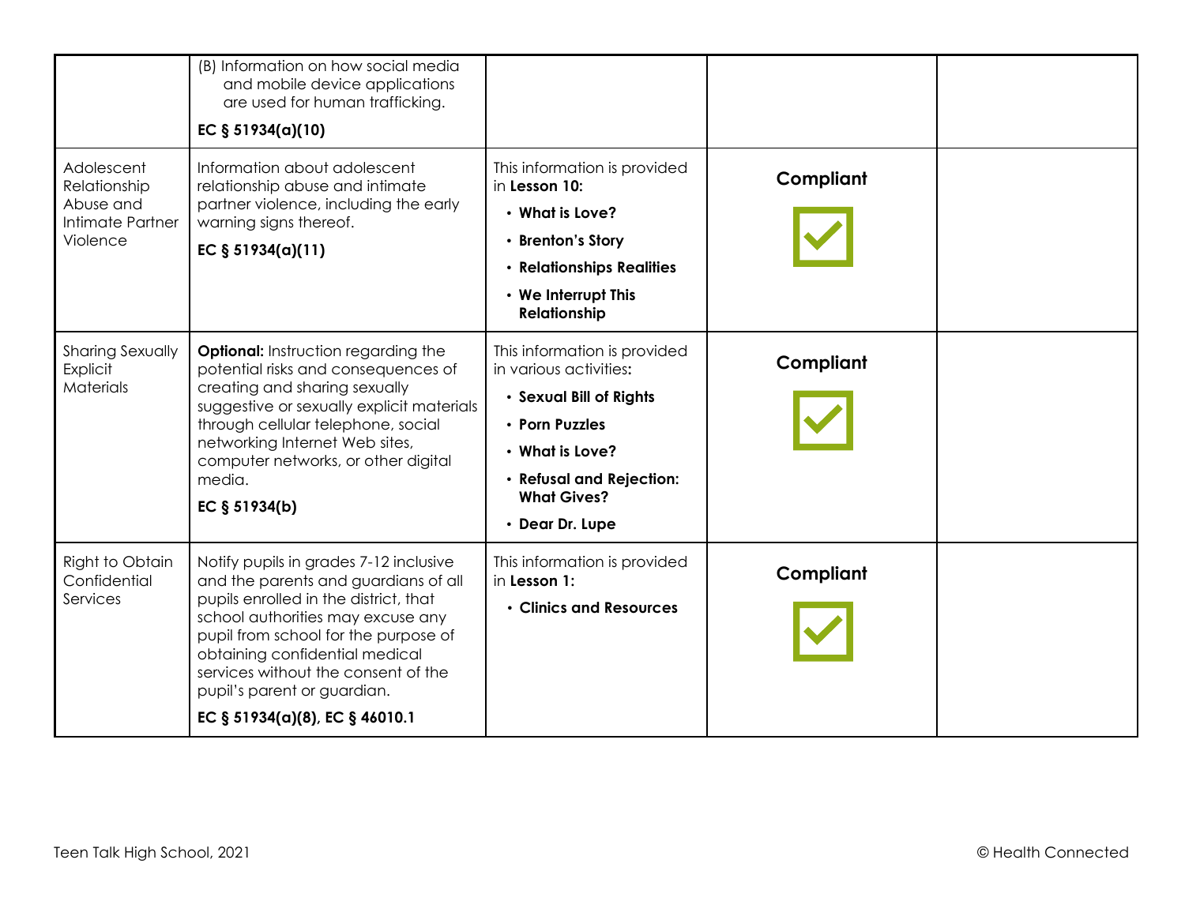| | | | | |
|---|---|---|---|---|
| | (B) Information on how social media and mobile device applications are used for human trafficking. **EC § 51934(a)(10)** | | | |
| Adolescent Relationship Abuse and Intimate Partner Violence | Information about adolescent relationship abuse and intimate partner violence, including the early warning signs thereof. **EC § 51934(a)(11)** | This information is provided in **Lesson 10:** • **What is Love?** • **Brenton's Story** • **Relationships Realities** • **We Interrupt This Relationship** | **Compliant** ☑ | |
| Sharing Sexually Explicit Materials | **Optional:** Instruction regarding the potential risks and consequences of creating and sharing sexually suggestive or sexually explicit materials through cellular telephone, social networking Internet Web sites, computer networks, or other digital media. **EC § 51934(b)** | This information is provided in various activities**:** • **Sexual Bill of Rights** • **Porn Puzzles** • **What is Love?** • **Refusal and Rejection: What Gives?** • **Dear Dr. Lupe** | **Compliant** ☑ | |
| Right to Obtain Confidential Services | Notify pupils in grades 7-12 inclusive and the parents and guardians of all pupils enrolled in the district, that school authorities may excuse any pupil from school for the purpose of obtaining confidential medical services without the consent of the pupil's parent or guardian. **EC § 51934(a)(8), EC § 46010.1** | This information is provided in **Lesson 1:** • **Clinics and Resources** | **Compliant** ☑ | |

Teen Talk High School, 2021 © Health Connected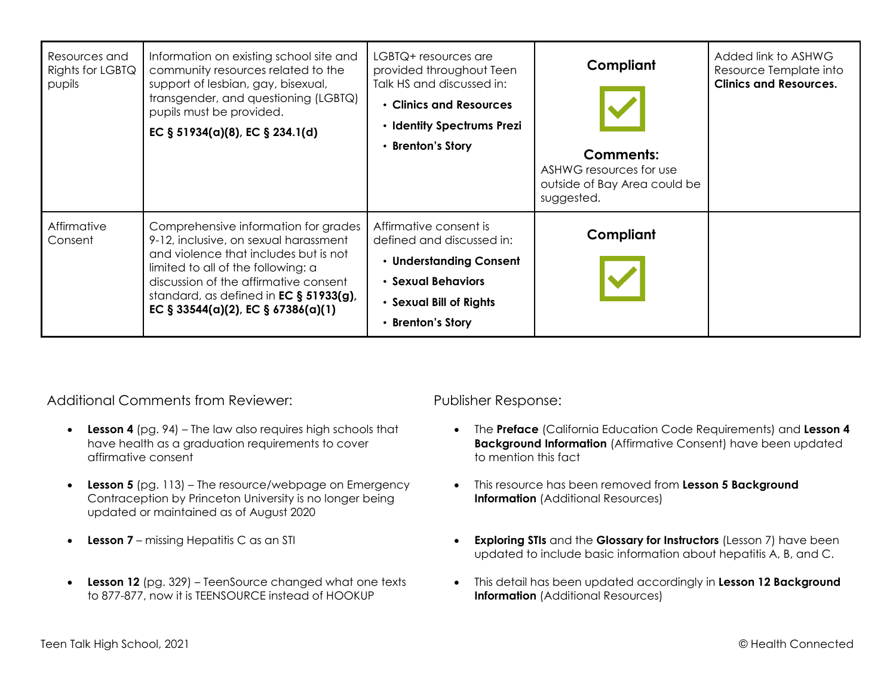| | | | | |
|---|---|---|---|---|
| Resources and Rights for LGBTQ pupils | Information on existing school site and community resources related to the support of lesbian, gay, bisexual, transgender, and questioning (LGBTQ) pupils must be provided. **EC § 51934(a)(8), EC § 234.1(d)** | LGBTQ+ resources are provided throughout Teen Talk HS and discussed in: • **Clinics and Resources** • **Identity Spectrums Prezi** • **Brenton's Story** | **Compliant** **Comments:** ASHWG resources for use outside of Bay Area could be suggested. | Added link to ASHWG Resource Template into **Clinics and Resources.** |
| Affirmative Consent | Comprehensive information for grades 9-12, inclusive, on sexual harassment and violence that includes but is not limited to all of the following: a discussion of the affirmative consent standard, as defined in **EC § 51933(g), EC § 33544(a)(2), EC § 67386(a)(1)** | Affirmative consent is defined and discussed in: • **Understanding Consent** • **Sexual Behaviors** • **Sexual Bill of Rights** • **Brenton's Story** | **Compliant** | |

Additional Comments from Reviewer:

- **Lesson 4** (pg. 94) – The law also requires high schools that have health as a graduation requirements to cover affirmative consent
- **Lesson 5** (pg. 113) – The resource/webpage on Emergency Contraception by Princeton University is no longer being updated or maintained as of August 2020
- **Lesson 7** – missing Hepatitis C as an STI
- **Lesson 12** (pg. 329) – TeenSource changed what one texts to 877-877, now it is TEENSOURCE instead of HOOKUP

Publisher Response:

- The **Preface** (California Education Code Requirements) and **Lesson 4 Background Information** (Affirmative Consent) have been updated to mention this fact
- This resource has been removed from **Lesson 5 Background Information** (Additional Resources)
- **Exploring STIs** and the **Glossary for Instructors** (Lesson 7) have been updated to include basic information about hepatitis A, B, and C.
- This detail has been updated accordingly in **Lesson 12 Background Information** (Additional Resources)